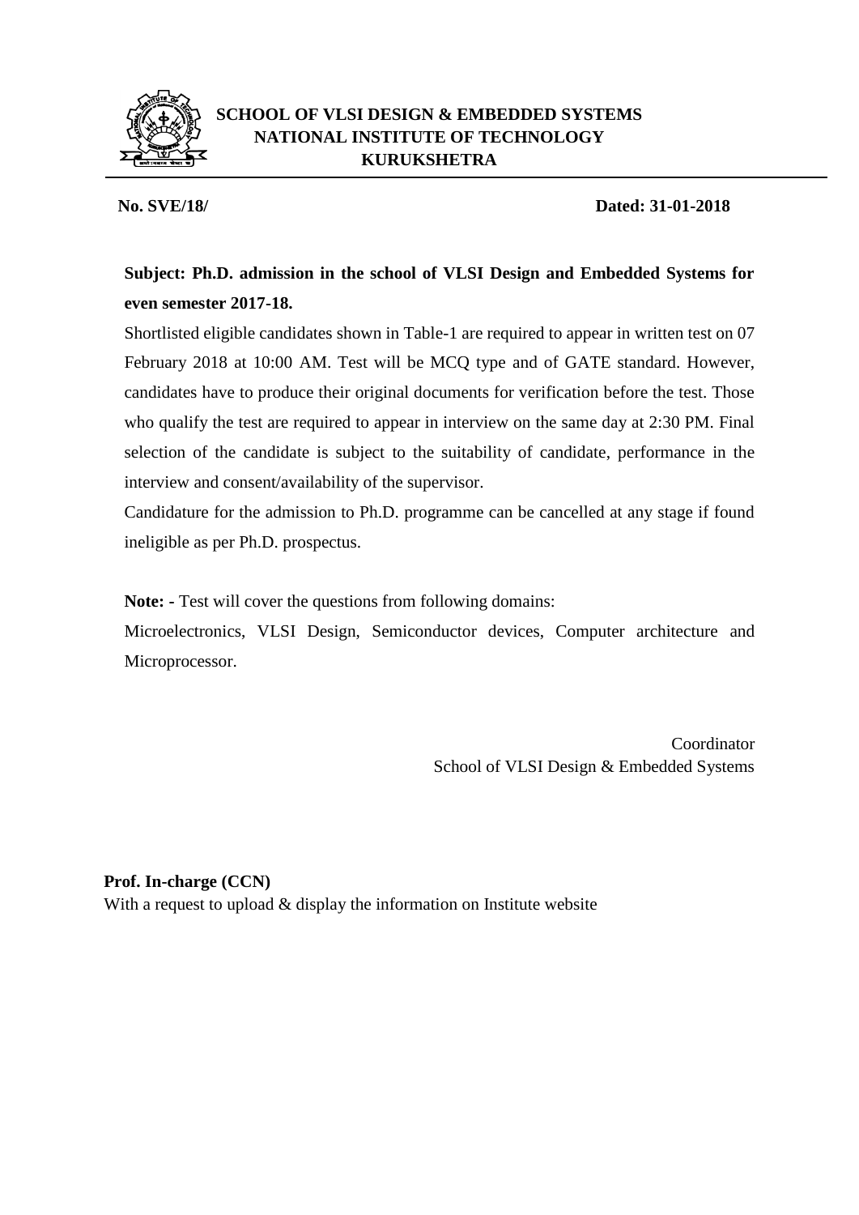**SCHOOL OF VLSI DESIGN & EMBEDDED SYSTEMS**
**NATIONAL INSTITUTE OF TECHNOLOGY**
**KURUKSHETRA**

**No. SVE/18/** **Dated: 31-01-2018**

**Subject: Ph.D. admission in the school of VLSI Design and Embedded Systems for even semester 2017-18.**

Shortlisted eligible candidates shown in Table-1 are required to appear in written test on 07 February 2018 at 10:00 AM. Test will be MCQ type and of GATE standard. However, candidates have to produce their original documents for verification before the test. Those who qualify the test are required to appear in interview on the same day at 2:30 PM. Final selection of the candidate is subject to the suitability of candidate, performance in the interview and consent/availability of the supervisor.

Candidature for the admission to Ph.D. programme can be cancelled at any stage if found ineligible as per Ph.D. prospectus.

**Note: -** Test will cover the questions from following domains:

Microelectronics, VLSI Design, Semiconductor devices, Computer architecture and Microprocessor.

Coordinator
School of VLSI Design & Embedded Systems

**Prof. In-charge (CCN)**
With a request to upload & display the information on Institute website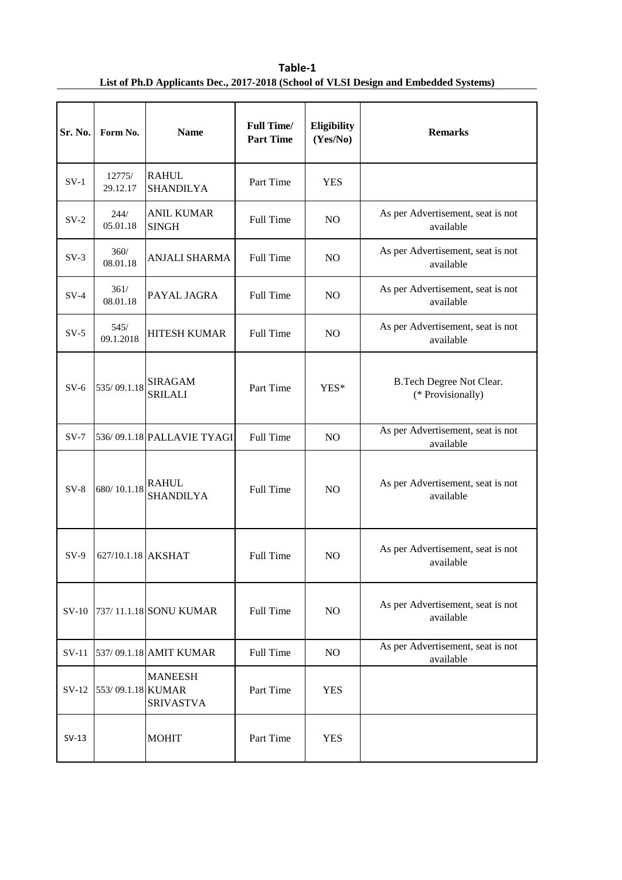**Table-1**

**List of Ph.D Applicants Dec., 2017-2018 (School of VLSI Design and Embedded Systems)**

| Sr. No. | Form No. | Name | Full Time/ Part Time | Eligibility (Yes/No) | Remarks |
|---|---|---|---|---|---|
| SV-1 | 12775/ 29.12.17 | RAHUL SHANDILYA | Part Time | YES | |
| SV-2 | 244/ 05.01.18 | ANIL KUMAR SINGH | Full Time | NO | As per Advertisement, seat is not available |
| SV-3 | 360/ 08.01.18 | ANJALI SHARMA | Full Time | NO | As per Advertisement, seat is not available |
| SV-4 | 361/ 08.01.18 | PAYAL JAGRA | Full Time | NO | As per Advertisement, seat is not available |
| SV-5 | 545/ 09.1.2018 | HITESH KUMAR | Full Time | NO | As per Advertisement, seat is not available |
| SV-6 | 535/ 09.1.18 | SIRAGAM SRILALI | Part Time | YES* | B.Tech Degree Not Clear. (* Provisionally) |
| SV-7 | 536/ 09.1.18 | PALLAVIE TYAGI | Full Time | NO | As per Advertisement, seat is not available |
| SV-8 | 680/ 10.1.18 | RAHUL SHANDILYA | Full Time | NO | As per Advertisement, seat is not available |
| SV-9 | 627/10.1.18 | AKSHAT | Full Time | NO | As per Advertisement, seat is not available |
| SV-10 | 737/ 11.1.18 | SONU KUMAR | Full Time | NO | As per Advertisement, seat is not available |
| SV-11 | 537/ 09.1.18 | AMIT KUMAR | Full Time | NO | As per Advertisement, seat is not available |
| SV-12 | 553/ 09.1.18 | MANEESH KUMAR SRIVASTVA | Part Time | YES | |
| SV-13 | | MOHIT | Part Time | YES | |